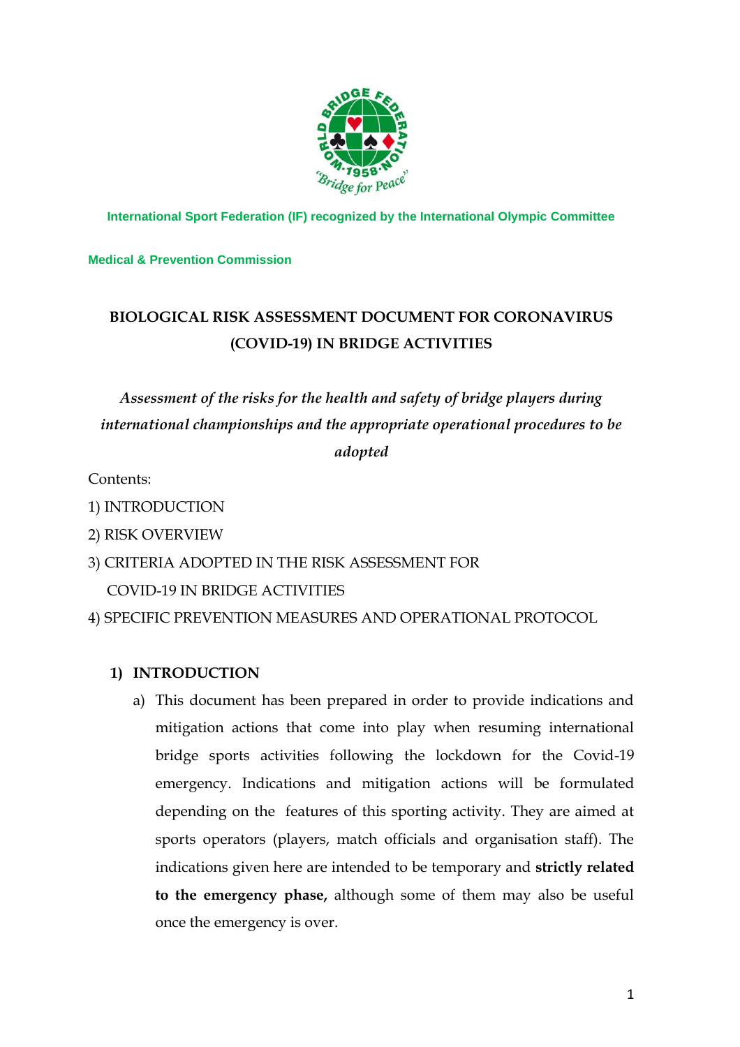International Sport Federation (IF) recognized by the International Olympic Committee

**Medical & Prevention Commission**

# BIOLOGICAL RISK ASSESSMENT DOCUMENT FOR CORONAVIRUS (COVID-19) IN BRIDGE ACTIVITIES

*Assessment of the risks for the health and safety of bridge players during international championships and the appropriate operational procedures to be adopted*

Contents:

1) INTRODUCTION
2) RISK OVERVIEW
3) CRITERIA ADOPTED IN THE RISK ASSESSMENT FOR COVID-19 IN BRIDGE ACTIVITIES
4) SPECIFIC PREVENTION MEASURES AND OPERATIONAL PROTOCOL

## 1) INTRODUCTION

a) This document has been prepared in order to provide indications and mitigation actions that come into play when resuming international bridge sports activities following the lockdown for the Covid-19 emergency. Indications and mitigation actions will be formulated depending on the features of this sporting activity. They are aimed at sports operators (players, match officials and organisation staff). The indications given here are intended to be temporary and **strictly related to the emergency phase,** although some of them may also be useful once the emergency is over.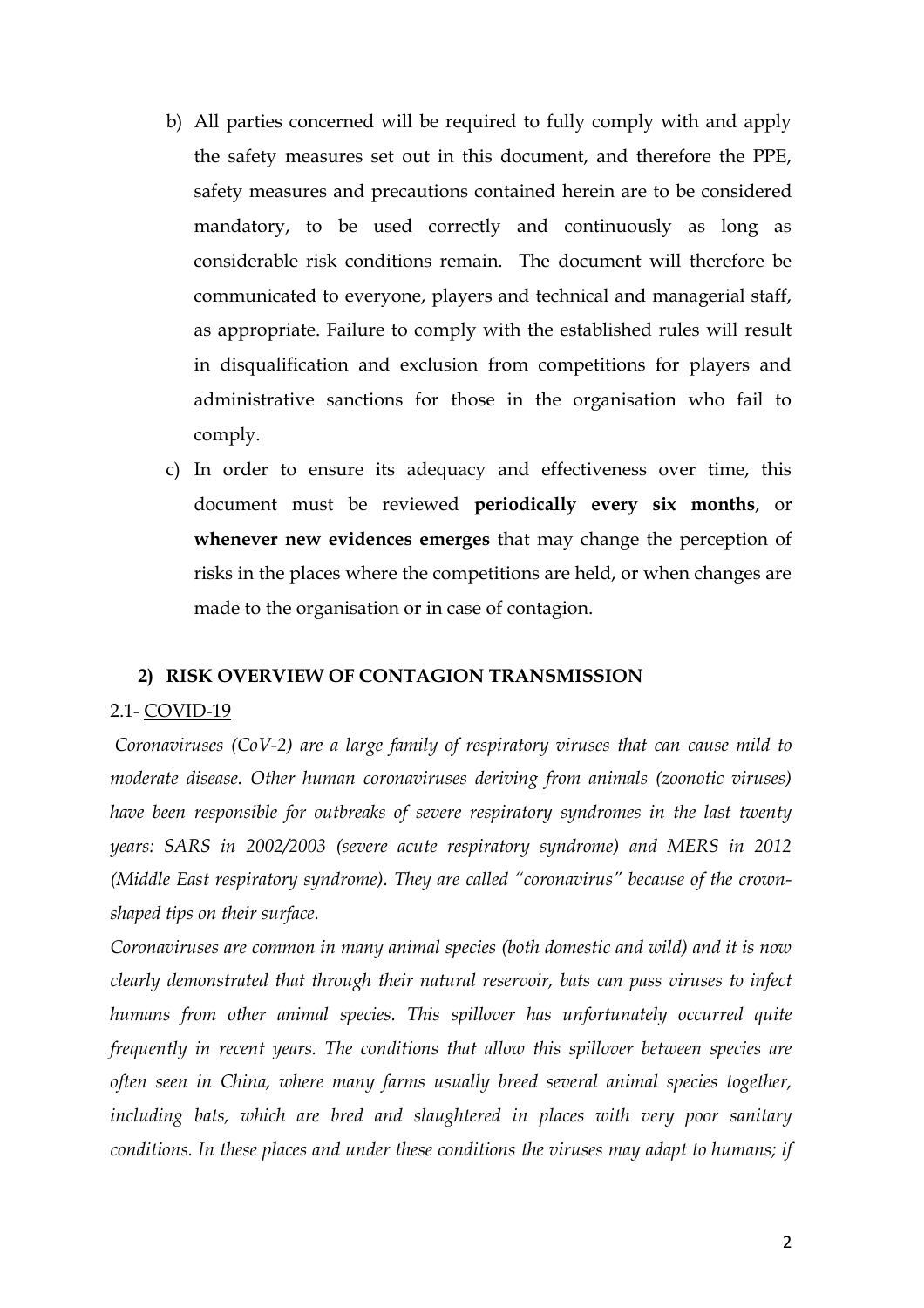b) All parties concerned will be required to fully comply with and apply the safety measures set out in this document, and therefore the PPE, safety measures and precautions contained herein are to be considered mandatory, to be used correctly and continuously as long as considerable risk conditions remain. The document will therefore be communicated to everyone, players and technical and managerial staff, as appropriate. Failure to comply with the established rules will result in disqualification and exclusion from competitions for players and administrative sanctions for those in the organisation who fail to comply.

c) In order to ensure its adequacy and effectiveness over time, this document must be reviewed **periodically every six months**, or **whenever new evidences emerges** that may change the perception of risks in the places where the competitions are held, or when changes are made to the organisation or in case of contagion.

## 2) RISK OVERVIEW OF CONTAGION TRANSMISSION

### 2.1- COVID-19

*Coronaviruses (CoV-2) are a large family of respiratory viruses that can cause mild to moderate disease. Other human coronaviruses deriving from animals (zoonotic viruses) have been responsible for outbreaks of severe respiratory syndromes in the last twenty years: SARS in 2002/2003 (severe acute respiratory syndrome) and MERS in 2012 (Middle East respiratory syndrome). They are called "coronavirus" because of the crown-shaped tips on their surface.*

*Coronaviruses are common in many animal species (both domestic and wild) and it is now clearly demonstrated that through their natural reservoir, bats can pass viruses to infect humans from other animal species. This spillover has unfortunately occurred quite frequently in recent years. The conditions that allow this spillover between species are often seen in China, where many farms usually breed several animal species together, including bats, which are bred and slaughtered in places with very poor sanitary conditions. In these places and under these conditions the viruses may adapt to humans; if*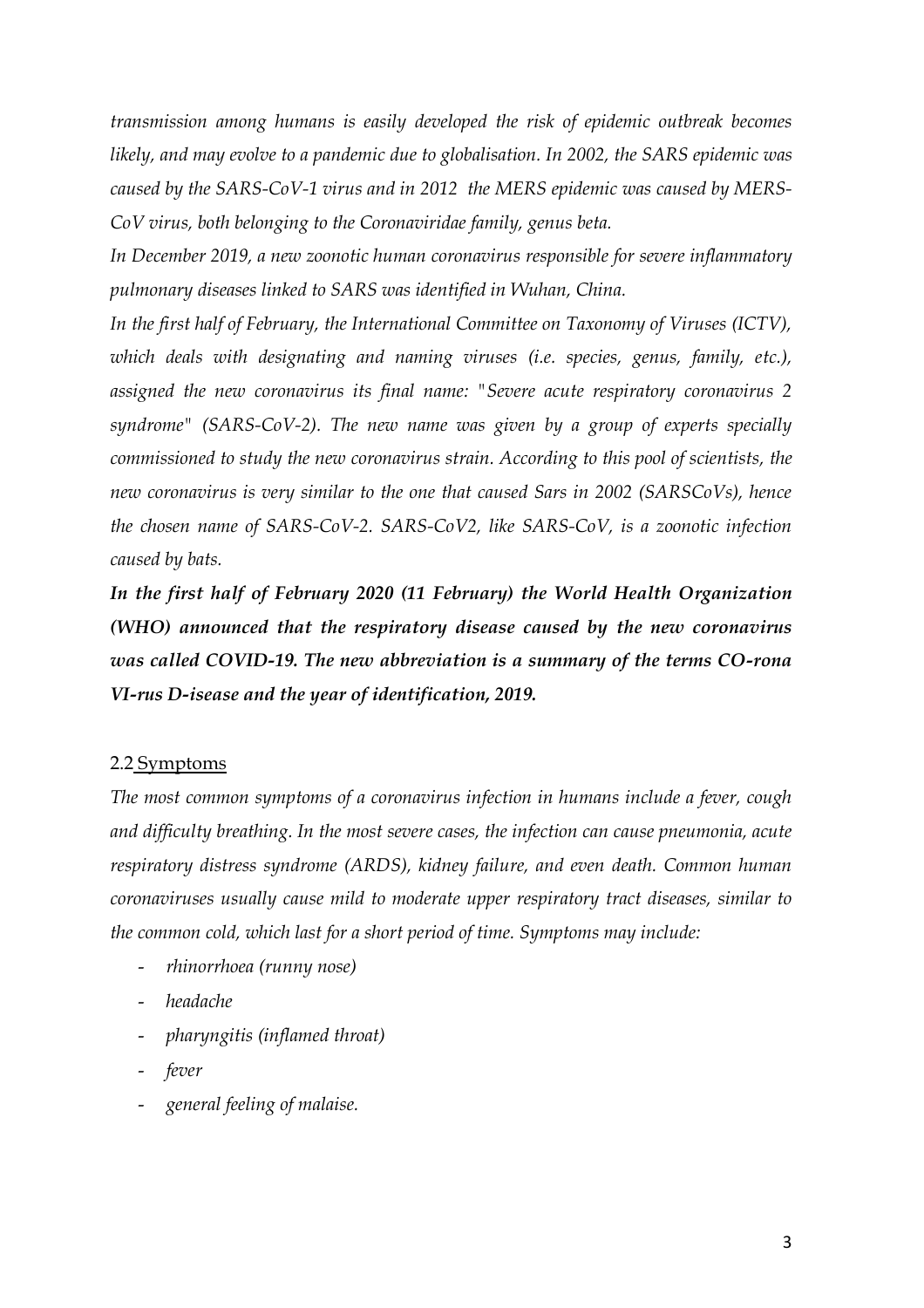*transmission among humans is easily developed the risk of epidemic outbreak becomes likely, and may evolve to a pandemic due to globalisation. In 2002, the SARS epidemic was caused by the SARS-CoV-1 virus and in 2012 the MERS epidemic was caused by MERS-CoV virus, both belonging to the Coronaviridae family, genus beta.*

*In December 2019, a new zoonotic human coronavirus responsible for severe inflammatory pulmonary diseases linked to SARS was identified in Wuhan, China.*

*In the first half of February, the International Committee on Taxonomy of Viruses (ICTV), which deals with designating and naming viruses (i.e. species, genus, family, etc.), assigned the new coronavirus its final name: "Severe acute respiratory coronavirus 2 syndrome" (SARS-CoV-2). The new name was given by a group of experts specially commissioned to study the new coronavirus strain. According to this pool of scientists, the new coronavirus is very similar to the one that caused Sars in 2002 (SARSCoVs), hence the chosen name of SARS-CoV-2. SARS-CoV2, like SARS-CoV, is a zoonotic infection caused by bats.*

***In the first half of February 2020 (11 February) the World Health Organization (WHO) announced that the respiratory disease caused by the new coronavirus was called COVID-19. The new abbreviation is a summary of the terms CO-rona VI-rus D-isease and the year of identification, 2019.***

## 2.2 Symptoms

*The most common symptoms of a coronavirus infection in humans include a fever, cough and difficulty breathing. In the most severe cases, the infection can cause pneumonia, acute respiratory distress syndrome (ARDS), kidney failure, and even death. Common human coronaviruses usually cause mild to moderate upper respiratory tract diseases, similar to the common cold, which last for a short period of time. Symptoms may include:*

- *rhinorrhoea (runny nose)*
- *headache*
- *pharyngitis (inflamed throat)*
- *fever*
- *general feeling of malaise.*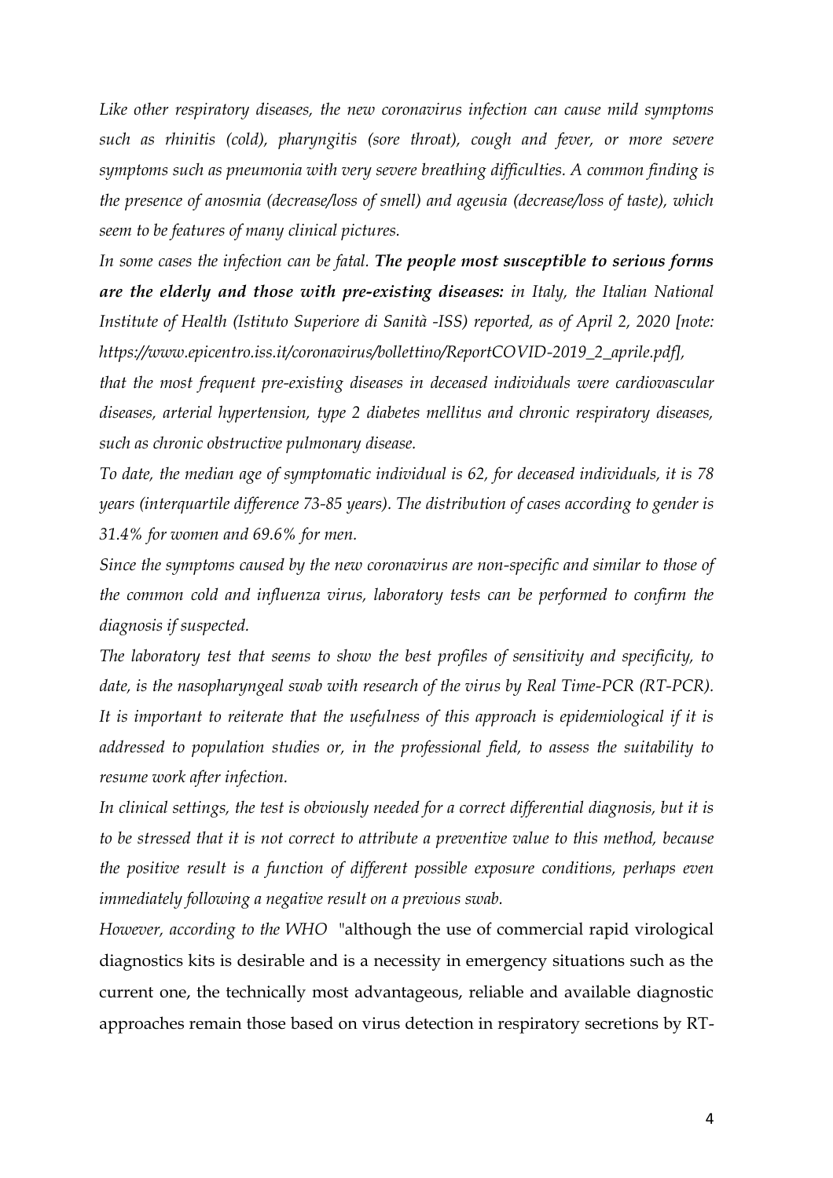*Like other respiratory diseases, the new coronavirus infection can cause mild symptoms such as rhinitis (cold), pharyngitis (sore throat), cough and fever, or more severe symptoms such as pneumonia with very severe breathing difficulties. A common finding is the presence of anosmia (decrease/loss of smell) and ageusia (decrease/loss of taste), which seem to be features of many clinical pictures.*

*In some cases the infection can be fatal.* ***The people most susceptible to serious forms are the elderly and those with pre-existing diseases:*** *in Italy, the Italian National Institute of Health (Istituto Superiore di Sanità -ISS) reported, as of April 2, 2020 [note: https://www.epicentro.iss.it/coronavirus/bollettino/ReportCOVID-2019_2_aprile.pdf],*

*that the most frequent pre-existing diseases in deceased individuals were cardiovascular diseases, arterial hypertension, type 2 diabetes mellitus and chronic respiratory diseases, such as chronic obstructive pulmonary disease.*

*To date, the median age of symptomatic individual is 62, for deceased individuals, it is 78 years (interquartile difference 73-85 years). The distribution of cases according to gender is 31.4% for women and 69.6% for men.*

*Since the symptoms caused by the new coronavirus are non-specific and similar to those of the common cold and influenza virus, laboratory tests can be performed to confirm the diagnosis if suspected.*

*The laboratory test that seems to show the best profiles of sensitivity and specificity, to date, is the nasopharyngeal swab with research of the virus by Real Time-PCR (RT-PCR). It is important to reiterate that the usefulness of this approach is epidemiological if it is addressed to population studies or, in the professional field, to assess the suitability to resume work after infection.*

*In clinical settings, the test is obviously needed for a correct differential diagnosis, but it is to be stressed that it is not correct to attribute a preventive value to this method, because the positive result is a function of different possible exposure conditions, perhaps even immediately following a negative result on a previous swab.*

*However, according to the WHO* "although the use of commercial rapid virological diagnostics kits is desirable and is a necessity in emergency situations such as the current one, the technically most advantageous, reliable and available diagnostic approaches remain those based on virus detection in respiratory secretions by RT-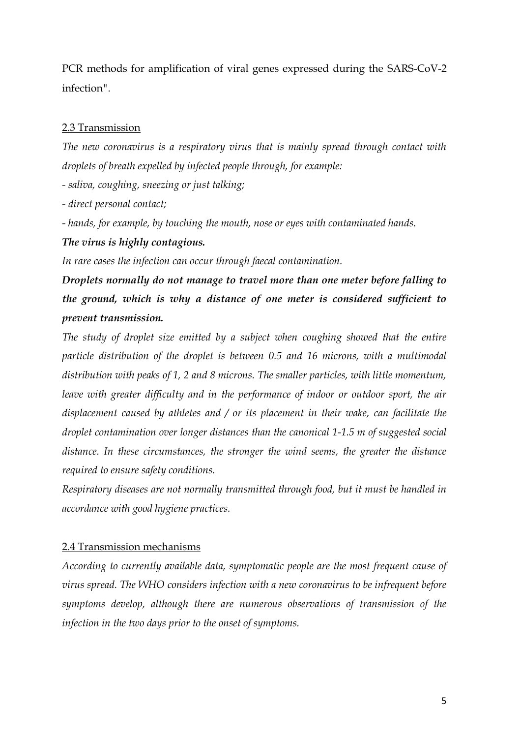PCR methods for amplification of viral genes expressed during the SARS-CoV-2 infection".

## 2.3 Transmission

*The new coronavirus is a respiratory virus that is mainly spread through contact with droplets of breath expelled by infected people through, for example:*

*- saliva, coughing, sneezing or just talking;*

*- direct personal contact;*

*- hands, for example, by touching the mouth, nose or eyes with contaminated hands.*

***The virus is highly contagious.***

*In rare cases the infection can occur through faecal contamination.*

***Droplets normally do not manage to travel more than one meter before falling to the ground, which is why a distance of one meter is considered sufficient to prevent transmission.***

*The study of droplet size emitted by a subject when coughing showed that the entire particle distribution of the droplet is between 0.5 and 16 microns, with a multimodal distribution with peaks of 1, 2 and 8 microns. The smaller particles, with little momentum, leave with greater difficulty and in the performance of indoor or outdoor sport, the air displacement caused by athletes and / or its placement in their wake, can facilitate the droplet contamination over longer distances than the canonical 1-1.5 m of suggested social distance. In these circumstances, the stronger the wind seems, the greater the distance required to ensure safety conditions.*

*Respiratory diseases are not normally transmitted through food, but it must be handled in accordance with good hygiene practices.*

## 2.4 Transmission mechanisms

*According to currently available data, symptomatic people are the most frequent cause of virus spread. The WHO considers infection with a new coronavirus to be infrequent before symptoms develop, although there are numerous observations of transmission of the infection in the two days prior to the onset of symptoms.*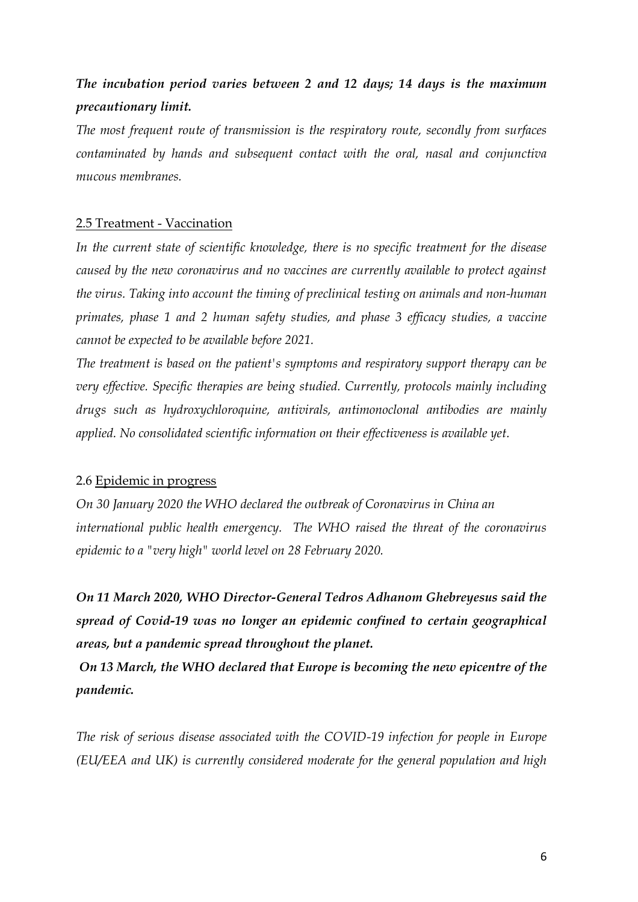***The incubation period varies between 2 and 12 days; 14 days is the maximum precautionary limit.***

*The most frequent route of transmission is the respiratory route, secondly from surfaces contaminated by hands and subsequent contact with the oral, nasal and conjunctiva mucous membranes.*

## 2.5 Treatment - Vaccination

*In the current state of scientific knowledge, there is no specific treatment for the disease caused by the new coronavirus and no vaccines are currently available to protect against the virus. Taking into account the timing of preclinical testing on animals and non-human primates, phase 1 and 2 human safety studies, and phase 3 efficacy studies, a vaccine cannot be expected to be available before 2021.*

*The treatment is based on the patient's symptoms and respiratory support therapy can be very effective. Specific therapies are being studied. Currently, protocols mainly including drugs such as hydroxychloroquine, antivirals, antimonoclonal antibodies are mainly applied. No consolidated scientific information on their effectiveness is available yet.*

## 2.6 Epidemic in progress

*On 30 January 2020 the WHO declared the outbreak of Coronavirus in China an international public health emergency. The WHO raised the threat of the coronavirus epidemic to a "very high" world level on 28 February 2020.*

***On 11 March 2020, WHO Director-General Tedros Adhanom Ghebreyesus said the spread of Covid-19 was no longer an epidemic confined to certain geographical areas, but a pandemic spread throughout the planet.***

***On 13 March, the WHO declared that Europe is becoming the new epicentre of the pandemic.***

*The risk of serious disease associated with the COVID-19 infection for people in Europe (EU/EEA and UK) is currently considered moderate for the general population and high*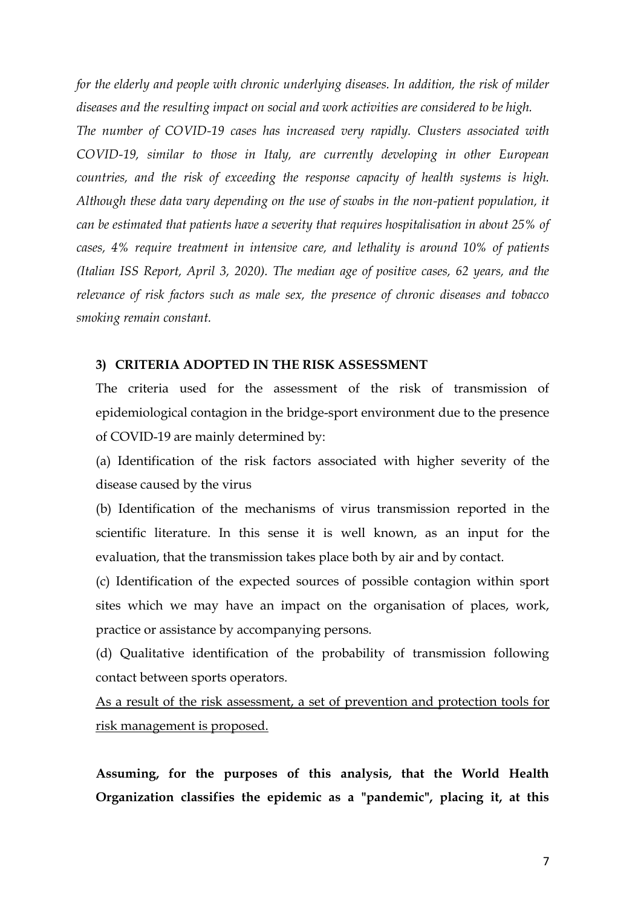*for the elderly and people with chronic underlying diseases. In addition, the risk of milder diseases and the resulting impact on social and work activities are considered to be high.*
*The number of COVID-19 cases has increased very rapidly. Clusters associated with COVID-19, similar to those in Italy, are currently developing in other European countries, and the risk of exceeding the response capacity of health systems is high. Although these data vary depending on the use of swabs in the non-patient population, it can be estimated that patients have a severity that requires hospitalisation in about 25% of cases, 4% require treatment in intensive care, and lethality is around 10% of patients (Italian ISS Report, April 3, 2020). The median age of positive cases, 62 years, and the relevance of risk factors such as male sex, the presence of chronic diseases and tobacco smoking remain constant.*

### 3) CRITERIA ADOPTED IN THE RISK ASSESSMENT

The criteria used for the assessment of the risk of transmission of epidemiological contagion in the bridge-sport environment due to the presence of COVID-19 are mainly determined by:

(a) Identification of the risk factors associated with higher severity of the disease caused by the virus

(b) Identification of the mechanisms of virus transmission reported in the scientific literature. In this sense it is well known, as an input for the evaluation, that the transmission takes place both by air and by contact.

(c) Identification of the expected sources of possible contagion within sport sites which we may have an impact on the organisation of places, work, practice or assistance by accompanying persons.

(d) Qualitative identification of the probability of transmission following contact between sports operators.

<u>As a result of the risk assessment, a set of prevention and protection tools for risk management is proposed.</u>

**Assuming, for the purposes of this analysis, that the World Health Organization classifies the epidemic as a "pandemic", placing it, at this**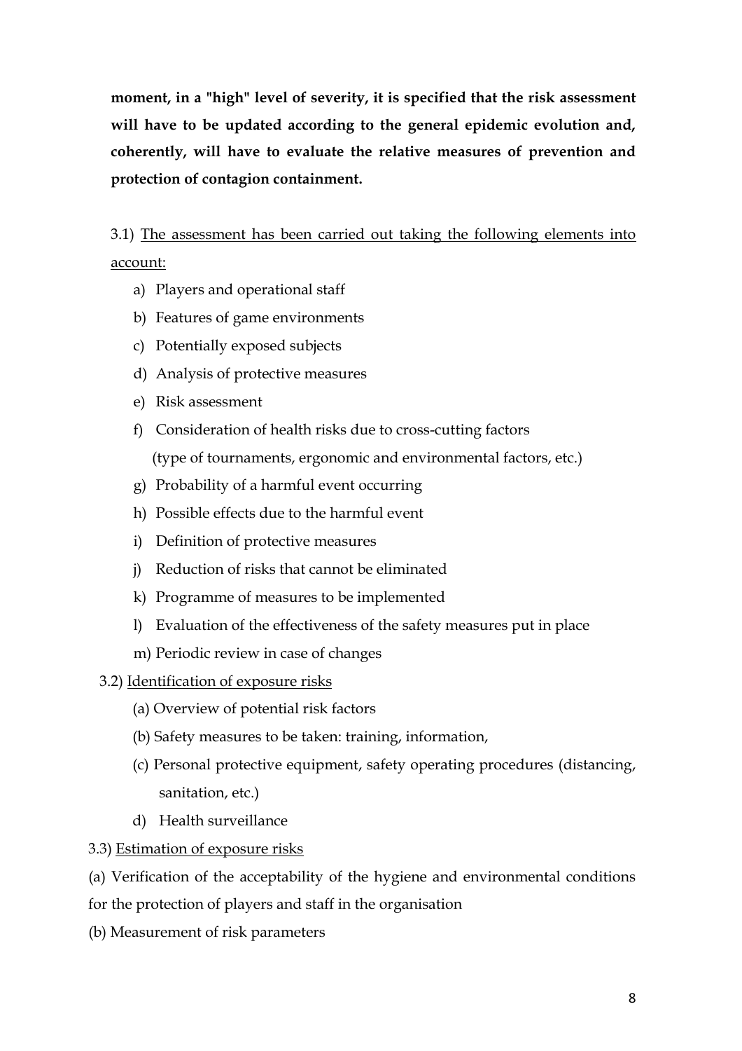**moment, in a "high" level of severity, it is specified that the risk assessment will have to be updated according to the general epidemic evolution and, coherently, will have to evaluate the relative measures of prevention and protection of contagion containment.**

3.1) <u>The assessment has been carried out taking the following elements into account:</u>

a) Players and operational staff
b) Features of game environments
c) Potentially exposed subjects
d) Analysis of protective measures
e) Risk assessment
f) Consideration of health risks due to cross-cutting factors (type of tournaments, ergonomic and environmental factors, etc.)
g) Probability of a harmful event occurring
h) Possible effects due to the harmful event
i) Definition of protective measures
j) Reduction of risks that cannot be eliminated
k) Programme of measures to be implemented
l) Evaluation of the effectiveness of the safety measures put in place
m) Periodic review in case of changes

3.2) <u>Identification of exposure risks</u>

(a) Overview of potential risk factors
(b) Safety measures to be taken: training, information,
(c) Personal protective equipment, safety operating procedures (distancing, sanitation, etc.)
d) Health surveillance

3.3) <u>Estimation of exposure risks</u>

(a) Verification of the acceptability of the hygiene and environmental conditions for the protection of players and staff in the organisation
(b) Measurement of risk parameters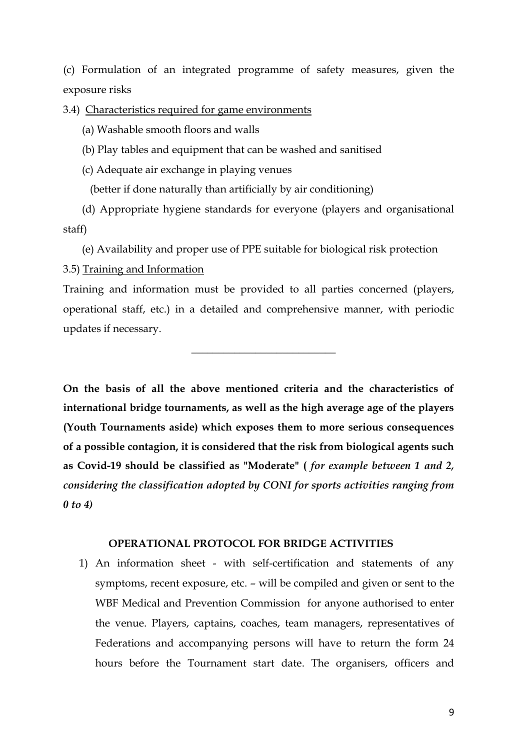(c) Formulation of an integrated programme of safety measures, given the exposure risks

3.4) Characteristics required for game environments

(a) Washable smooth floors and walls

(b) Play tables and equipment that can be washed and sanitised

(c) Adequate air exchange in playing venues

(better if done naturally than artificially by air conditioning)

(d) Appropriate hygiene standards for everyone (players and organisational staff)

(e) Availability and proper use of PPE suitable for biological risk protection

3.5) Training and Information

Training and information must be provided to all parties concerned (players, operational staff, etc.) in a detailed and comprehensive manner, with periodic updates if necessary.

---

**On the basis of all the above mentioned criteria and the characteristics of international bridge tournaments, as well as the high average age of the players (Youth Tournaments aside) which exposes them to more serious consequences of a possible contagion, it is considered that the risk from biological agents such as Covid-19 should be classified as "Moderate" (** ***for example between 1 and 2, considering the classification adopted by CONI for sports activities ranging from 0 to 4)***

## OPERATIONAL PROTOCOL FOR BRIDGE ACTIVITIES

1) An information sheet - with self-certification and statements of any symptoms, recent exposure, etc. – will be compiled and given or sent to the WBF Medical and Prevention Commission for anyone authorised to enter the venue. Players, captains, coaches, team managers, representatives of Federations and accompanying persons will have to return the form 24 hours before the Tournament start date. The organisers, officers and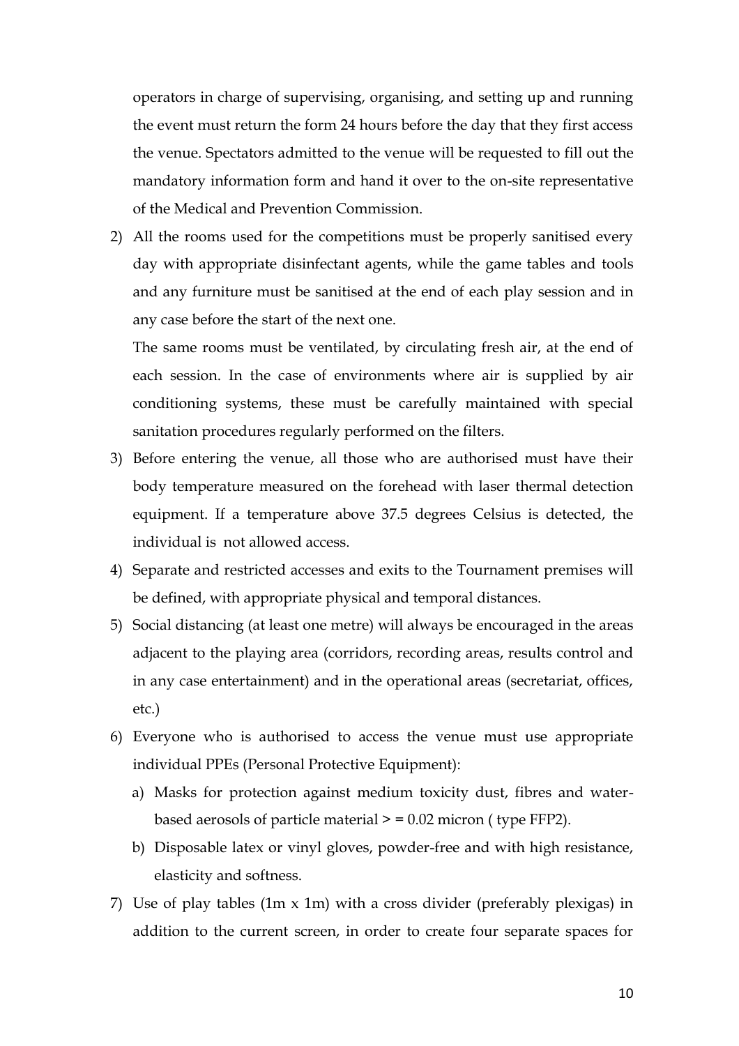operators in charge of supervising, organising, and setting up and running the event must return the form 24 hours before the day that they first access the venue. Spectators admitted to the venue will be requested to fill out the mandatory information form and hand it over to the on-site representative of the Medical and Prevention Commission.

2) All the rooms used for the competitions must be properly sanitised every day with appropriate disinfectant agents, while the game tables and tools and any furniture must be sanitised at the end of each play session and in any case before the start of the next one.

   The same rooms must be ventilated, by circulating fresh air, at the end of each session. In the case of environments where air is supplied by air conditioning systems, these must be carefully maintained with special sanitation procedures regularly performed on the filters.

3) Before entering the venue, all those who are authorised must have their body temperature measured on the forehead with laser thermal detection equipment. If a temperature above 37.5 degrees Celsius is detected, the individual is not allowed access.

4) Separate and restricted accesses and exits to the Tournament premises will be defined, with appropriate physical and temporal distances.

5) Social distancing (at least one metre) will always be encouraged in the areas adjacent to the playing area (corridors, recording areas, results control and in any case entertainment) and in the operational areas (secretariat, offices, etc.)

6) Everyone who is authorised to access the venue must use appropriate individual PPEs (Personal Protective Equipment):
   a) Masks for protection against medium toxicity dust, fibres and water-based aerosols of particle material > = 0.02 micron ( type FFP2).
   b) Disposable latex or vinyl gloves, powder-free and with high resistance, elasticity and softness.

7) Use of play tables (1m x 1m) with a cross divider (preferably plexigas) in addition to the current screen, in order to create four separate spaces for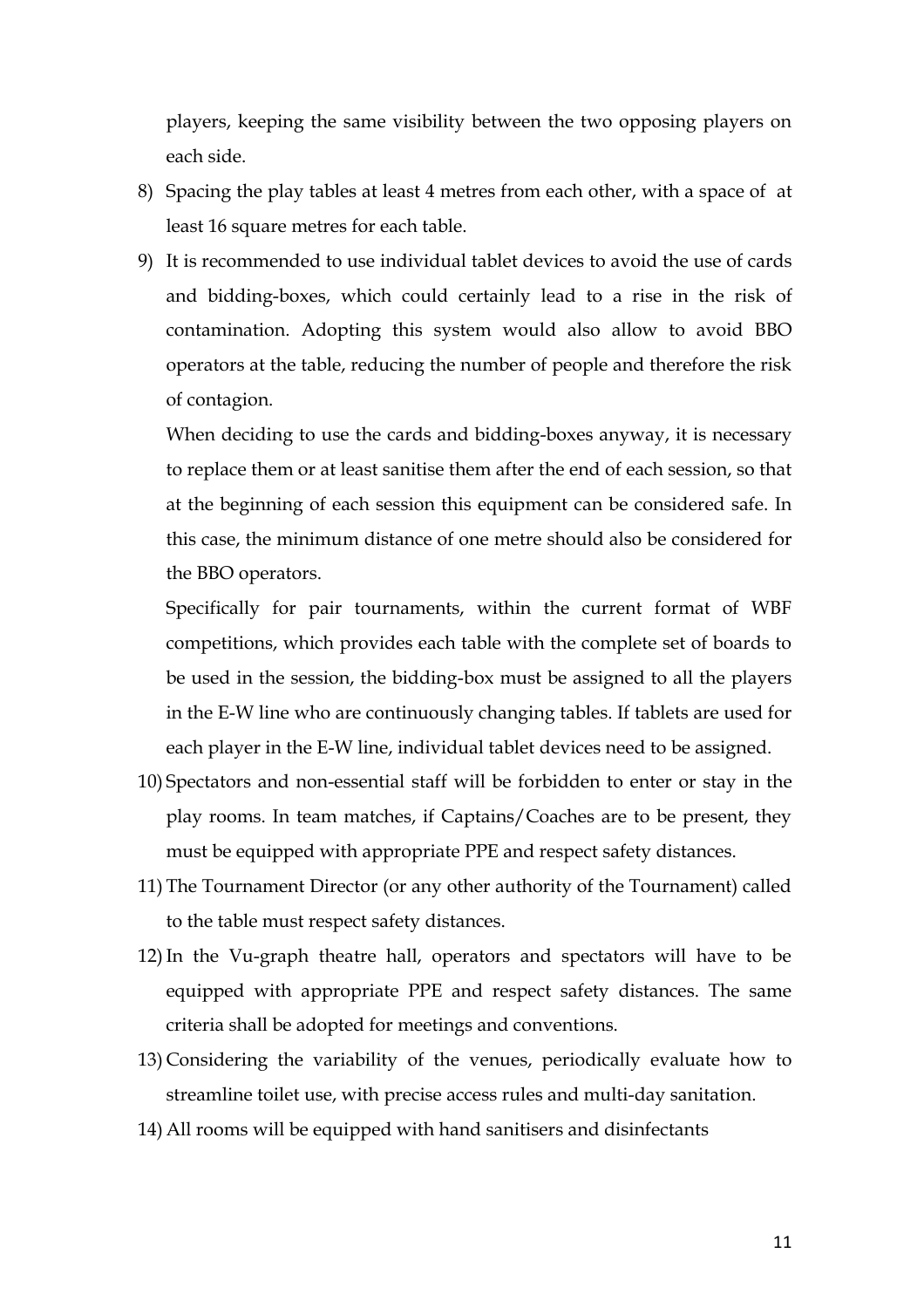players, keeping the same visibility between the two opposing players on each side.

8) Spacing the play tables at least 4 metres from each other, with a space of at least 16 square metres for each table.
9) It is recommended to use individual tablet devices to avoid the use of cards and bidding-boxes, which could certainly lead to a rise in the risk of contamination. Adopting this system would also allow to avoid BBO operators at the table, reducing the number of people and therefore the risk of contagion.

   When deciding to use the cards and bidding-boxes anyway, it is necessary to replace them or at least sanitise them after the end of each session, so that at the beginning of each session this equipment can be considered safe. In this case, the minimum distance of one metre should also be considered for the BBO operators.

   Specifically for pair tournaments, within the current format of WBF competitions, which provides each table with the complete set of boards to be used in the session, the bidding-box must be assigned to all the players in the E-W line who are continuously changing tables. If tablets are used for each player in the E-W line, individual tablet devices need to be assigned.
10) Spectators and non-essential staff will be forbidden to enter or stay in the play rooms. In team matches, if Captains/Coaches are to be present, they must be equipped with appropriate PPE and respect safety distances.
11) The Tournament Director (or any other authority of the Tournament) called to the table must respect safety distances.
12) In the Vu-graph theatre hall, operators and spectators will have to be equipped with appropriate PPE and respect safety distances. The same criteria shall be adopted for meetings and conventions.
13) Considering the variability of the venues, periodically evaluate how to streamline toilet use, with precise access rules and multi-day sanitation.
14) All rooms will be equipped with hand sanitisers and disinfectants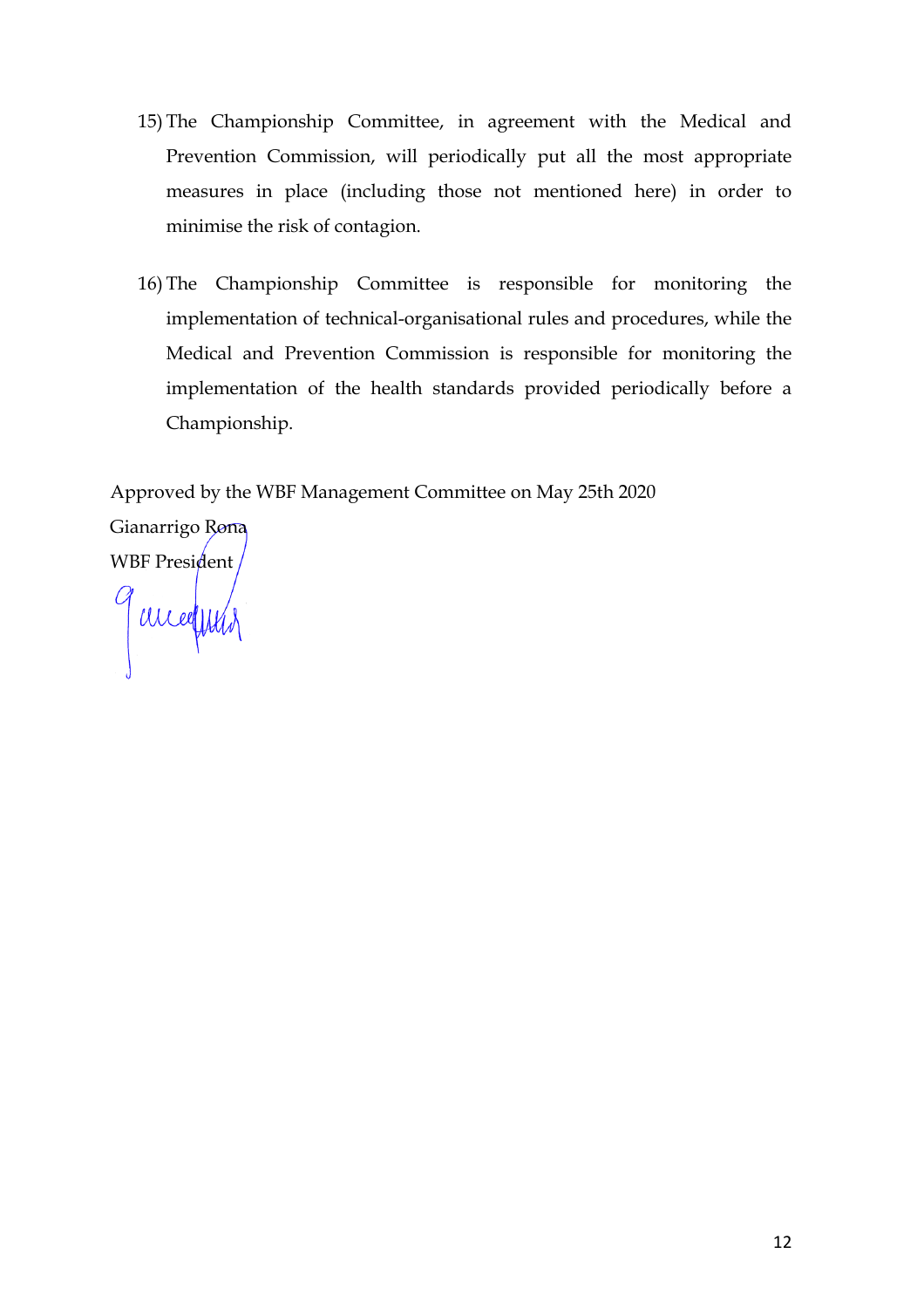15) The Championship Committee, in agreement with the Medical and Prevention Commission, will periodically put all the most appropriate measures in place (including those not mentioned here) in order to minimise the risk of contagion.

16) The Championship Committee is responsible for monitoring the implementation of technical-organisational rules and procedures, while the Medical and Prevention Commission is responsible for monitoring the implementation of the health standards provided periodically before a Championship.

Approved by the WBF Management Committee on May 25th 2020

Gianarrigo Rona

WBF President